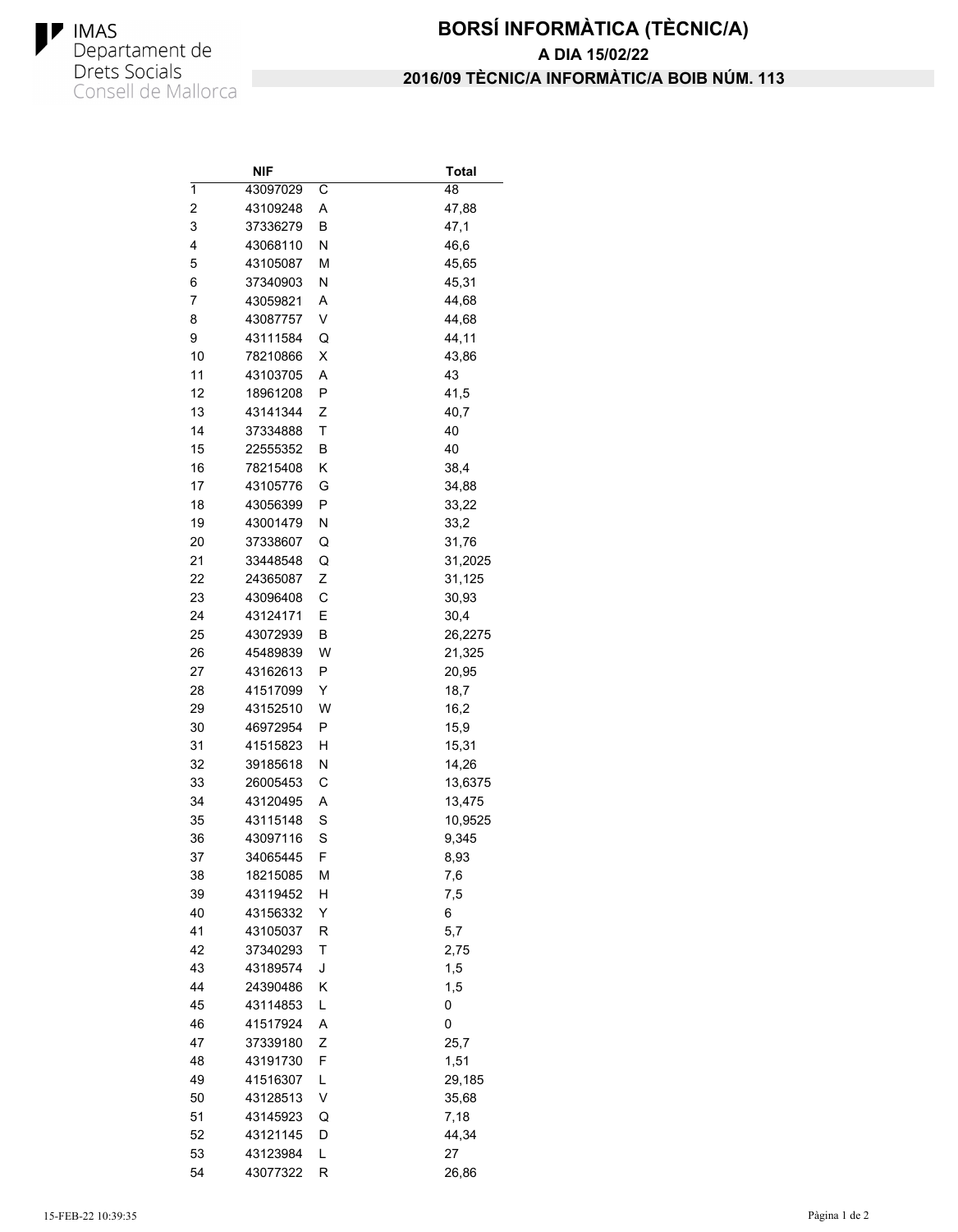IMAS
Departament de Drets Socials
Consell de Mallorca

# BORSÍ INFORMÀTICA (TÈCNIC/A)

## A DIA 15/02/22

## 2016/09 TÈCNIC/A INFORMÀTIC/A BOIB NÚM. 113

| | NIF | | Total |
|---|---|---|---|
| 1 | 43097029 | C | 48 |
| 2 | 43109248 | A | 47,88 |
| 3 | 37336279 | B | 47,1 |
| 4 | 43068110 | N | 46,6 |
| 5 | 43105087 | M | 45,65 |
| 6 | 37340903 | N | 45,31 |
| 7 | 43059821 | A | 44,68 |
| 8 | 43087757 | V | 44,68 |
| 9 | 43111584 | Q | 44,11 |
| 10 | 78210866 | X | 43,86 |
| 11 | 43103705 | A | 43 |
| 12 | 18961208 | P | 41,5 |
| 13 | 43141344 | Z | 40,7 |
| 14 | 37334888 | T | 40 |
| 15 | 22555352 | B | 40 |
| 16 | 78215408 | K | 38,4 |
| 17 | 43105776 | G | 34,88 |
| 18 | 43056399 | P | 33,22 |
| 19 | 43001479 | N | 33,2 |
| 20 | 37338607 | Q | 31,76 |
| 21 | 33448548 | Q | 31,2025 |
| 22 | 24365087 | Z | 31,125 |
| 23 | 43096408 | C | 30,93 |
| 24 | 43124171 | E | 30,4 |
| 25 | 43072939 | B | 26,2275 |
| 26 | 45489839 | W | 21,325 |
| 27 | 43162613 | P | 20,95 |
| 28 | 41517099 | Y | 18,7 |
| 29 | 43152510 | W | 16,2 |
| 30 | 46972954 | P | 15,9 |
| 31 | 41515823 | H | 15,31 |
| 32 | 39185618 | N | 14,26 |
| 33 | 26005453 | C | 13,6375 |
| 34 | 43120495 | A | 13,475 |
| 35 | 43115148 | S | 10,9525 |
| 36 | 43097116 | S | 9,345 |
| 37 | 34065445 | F | 8,93 |
| 38 | 18215085 | M | 7,6 |
| 39 | 43119452 | H | 7,5 |
| 40 | 43156332 | Y | 6 |
| 41 | 43105037 | R | 5,7 |
| 42 | 37340293 | T | 2,75 |
| 43 | 43189574 | J | 1,5 |
| 44 | 24390486 | K | 1,5 |
| 45 | 43114853 | L | 0 |
| 46 | 41517924 | A | 0 |
| 47 | 37339180 | Z | 25,7 |
| 48 | 43191730 | F | 1,51 |
| 49 | 41516307 | L | 29,185 |
| 50 | 43128513 | V | 35,68 |
| 51 | 43145923 | Q | 7,18 |
| 52 | 43121145 | D | 44,34 |
| 53 | 43123984 | L | 27 |
| 54 | 43077322 | R | 26,86 |

15-FEB-22 10:39:35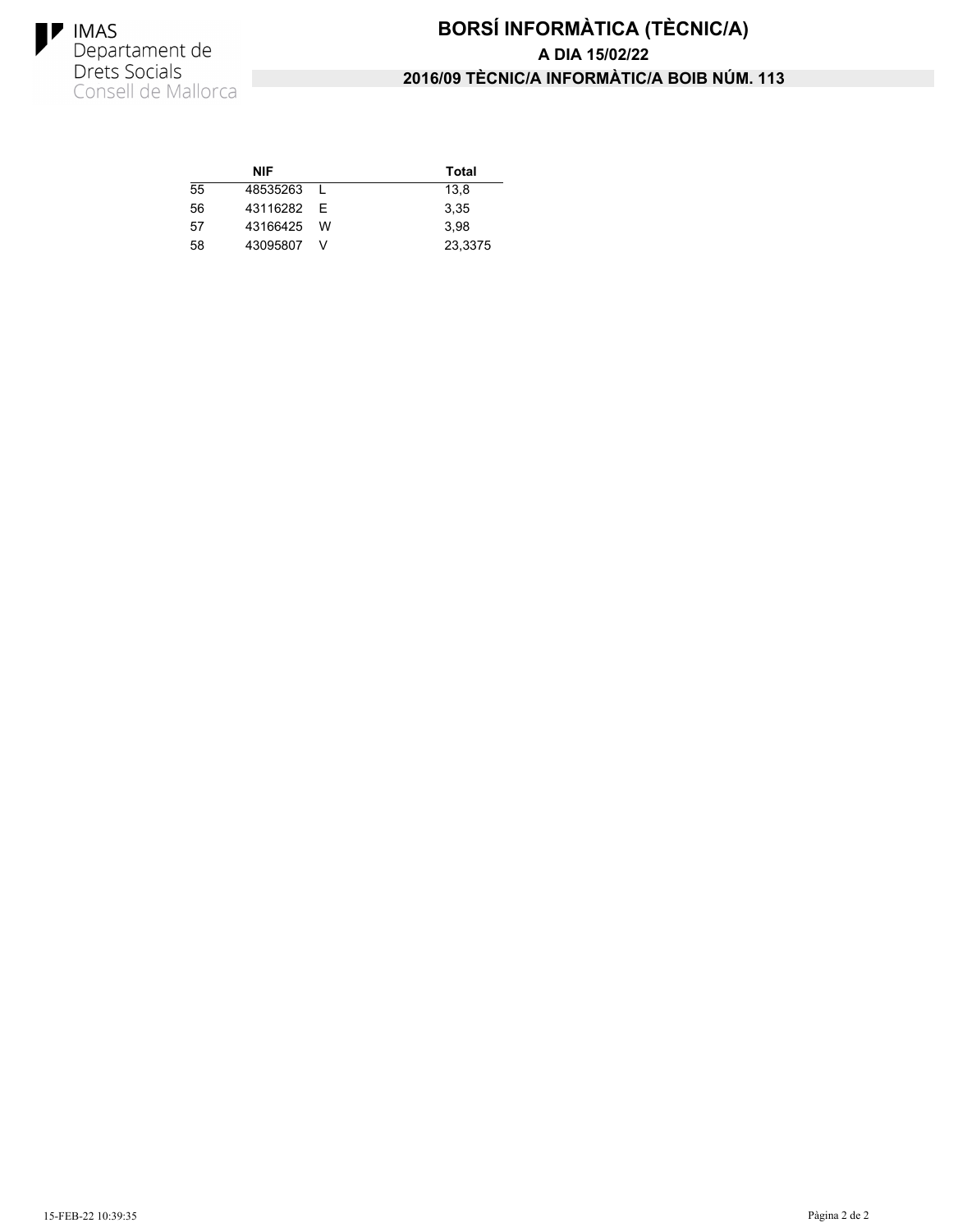IMAS
Departament de
Drets Socials
Consell de Mallorca

# BORSÍ INFORMÀTICA (TÈCNIC/A)

## A DIA 15/02/22

## 2016/09 TÈCNIC/A INFORMÀTIC/A BOIB NÚM. 113

| | NIF | | Total |
|---|---|---|---|
| 55 | 48535263 | L | 13,8 |
| 56 | 43116282 | E | 3,35 |
| 57 | 43166425 | W | 3,98 |
| 58 | 43095807 | V | 23,3375 |

15-FEB-22 10:39:35